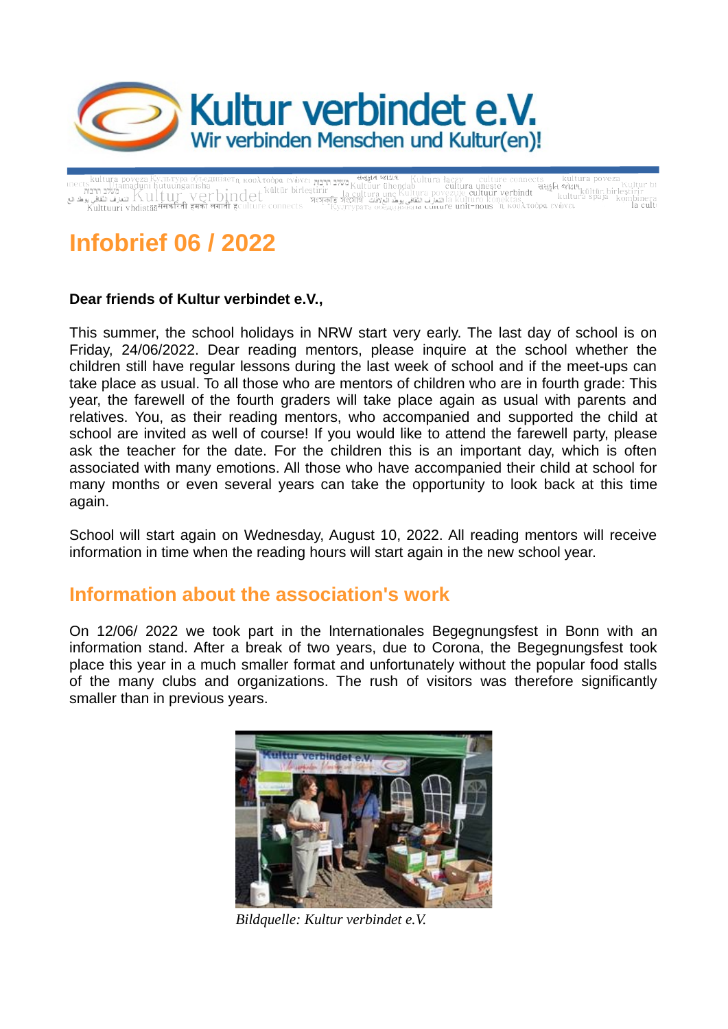# Kultur verbindet e.V.

Wir verbinden Menschen und Kultur(en)!

# Infobrief 06 / 2022

**Dear friends of Kultur verbindet e.V.,**

This summer, the school holidays in NRW start very early. The last day of school is on Friday, 24/06/2022. Dear reading mentors, please inquire at the school whether the children still have regular lessons during the last week of school and if the meet-ups can take place as usual. To all those who are mentors of children who are in fourth grade: This year, the farewell of the fourth graders will take place again as usual with parents and relatives. You, as their reading mentors, who accompanied and supported the child at school are invited as well of course! If you would like to attend the farewell party, please ask the teacher for the date. For the children this is an important day, which is often associated with many emotions. All those who have accompanied their child at school for many months or even several years can take the opportunity to look back at this time again.

School will start again on Wednesday, August 10, 2022. All reading mentors will receive information in time when the reading hours will start again in the new school year.

## Information about the association's work

On 12/06/ 2022 we took part in the lnternationales Begegnungsfest in Bonn with an information stand. After a break of two years, due to Corona, the Begegnungsfest took place this year in a much smaller format and unfortunately without the popular food stalls of the many clubs and organizations. The rush of visitors was therefore significantly smaller than in previous years.

*Bildquelle: Kultur verbindet e.V.*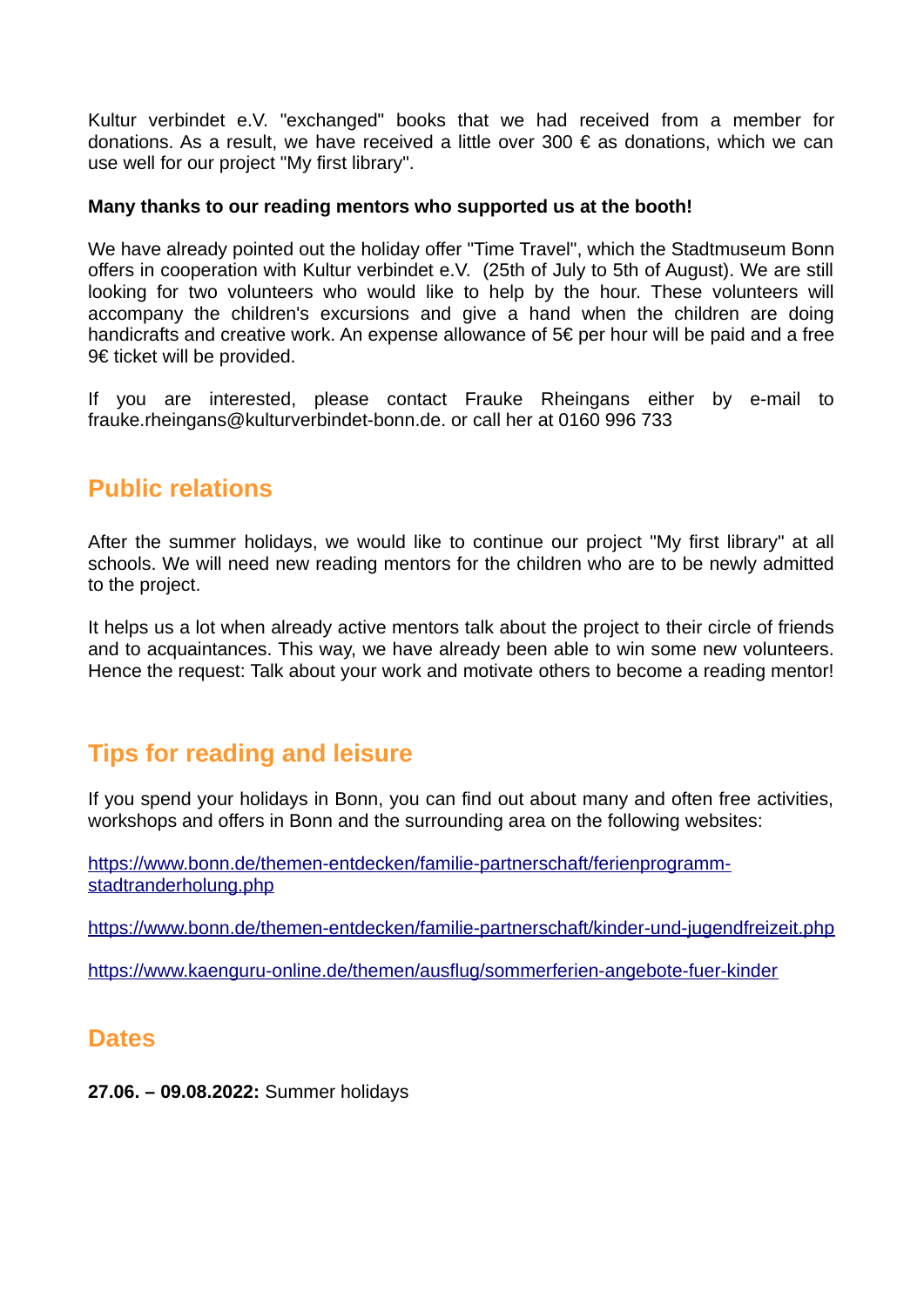Kultur verbindet e.V. "exchanged" books that we had received from a member for donations. As a result, we have received a little over 300 € as donations, which we can use well for our project "My first library".

**Many thanks to our reading mentors who supported us at the booth!**

We have already pointed out the holiday offer "Time Travel", which the Stadtmuseum Bonn offers in cooperation with Kultur verbindet e.V. (25th of July to 5th of August). We are still looking for two volunteers who would like to help by the hour. These volunteers will accompany the children's excursions and give a hand when the children are doing handicrafts and creative work. An expense allowance of 5€ per hour will be paid and a free 9€ ticket will be provided.

If you are interested, please contact Frauke Rheingans either by e-mail to frauke.rheingans@kulturverbindet-bonn.de. or call her at 0160 996 733

## Public relations

After the summer holidays, we would like to continue our project "My first library" at all schools. We will need new reading mentors for the children who are to be newly admitted to the project.

It helps us a lot when already active mentors talk about the project to their circle of friends and to acquaintances. This way, we have already been able to win some new volunteers. Hence the request: Talk about your work and motivate others to become a reading mentor!

## Tips for reading and leisure

If you spend your holidays in Bonn, you can find out about many and often free activities, workshops and offers in Bonn and the surrounding area on the following websites:

[https://www.bonn.de/themen-entdecken/familie-partnerschaft/ferienprogramm-stadtranderholung.php](https://www.bonn.de/themen-entdecken/familie-partnerschaft/ferienprogramm-stadtranderholung.php)

[https://www.bonn.de/themen-entdecken/familie-partnerschaft/kinder-und-jugendfreizeit.php](https://www.bonn.de/themen-entdecken/familie-partnerschaft/kinder-und-jugendfreizeit.php)

[https://www.kaenguru-online.de/themen/ausflug/sommerferien-angebote-fuer-kinder](https://www.kaenguru-online.de/themen/ausflug/sommerferien-angebote-fuer-kinder)

## Dates

**27.06. – 09.08.2022:** Summer holidays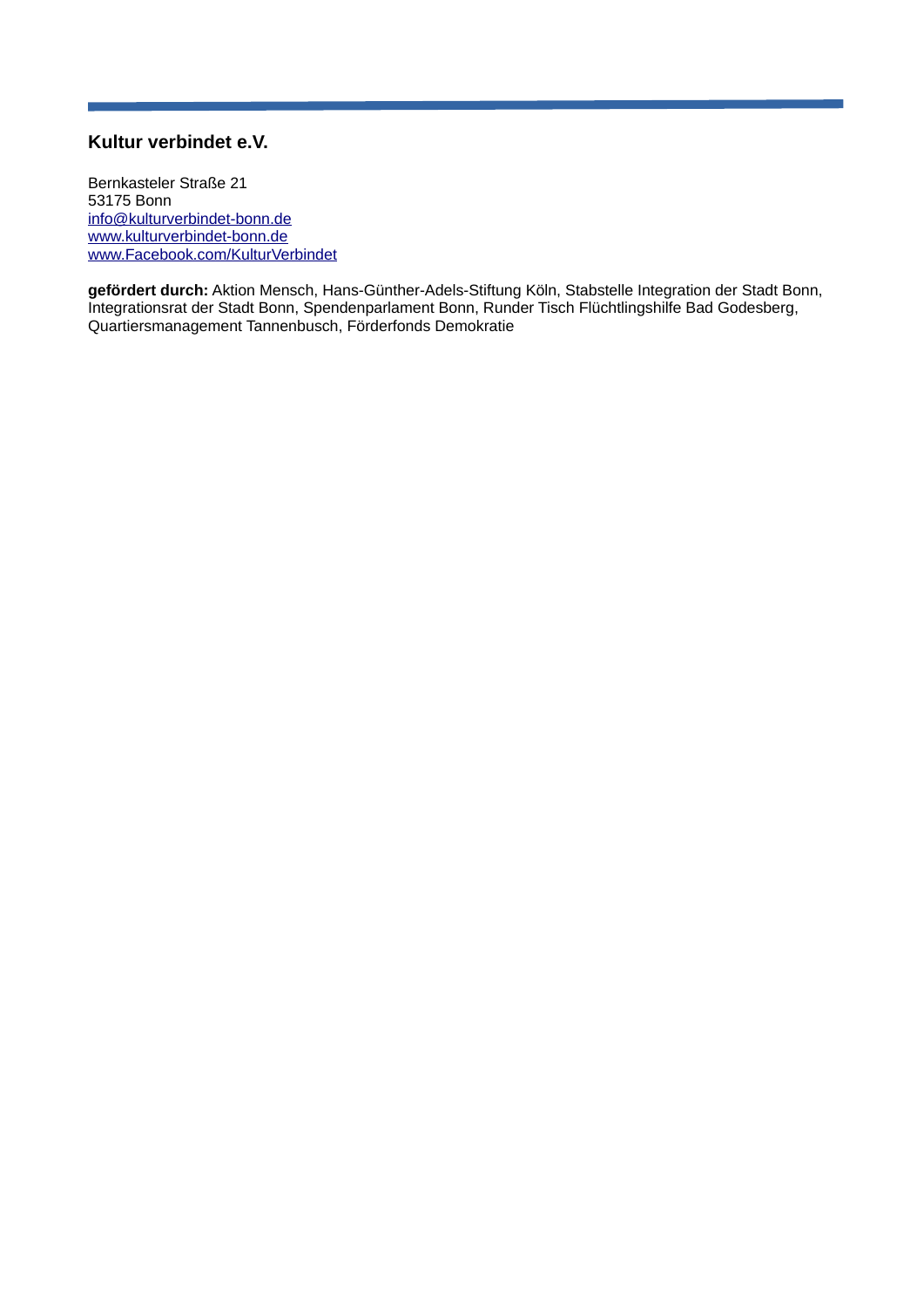### Kultur verbindet e.V.

Bernkasteler Straße 21
53175 Bonn
info@kulturverbindet-bonn.de
www.kulturverbindet-bonn.de
www.Facebook.com/KulturVerbindet

**gefördert durch:** Aktion Mensch, Hans-Günther-Adels-Stiftung Köln, Stabstelle Integration der Stadt Bonn, Integrationsrat der Stadt Bonn, Spendenparlament Bonn, Runder Tisch Flüchtlingshilfe Bad Godesberg, Quartiersmanagement Tannenbusch, Förderfonds Demokratie